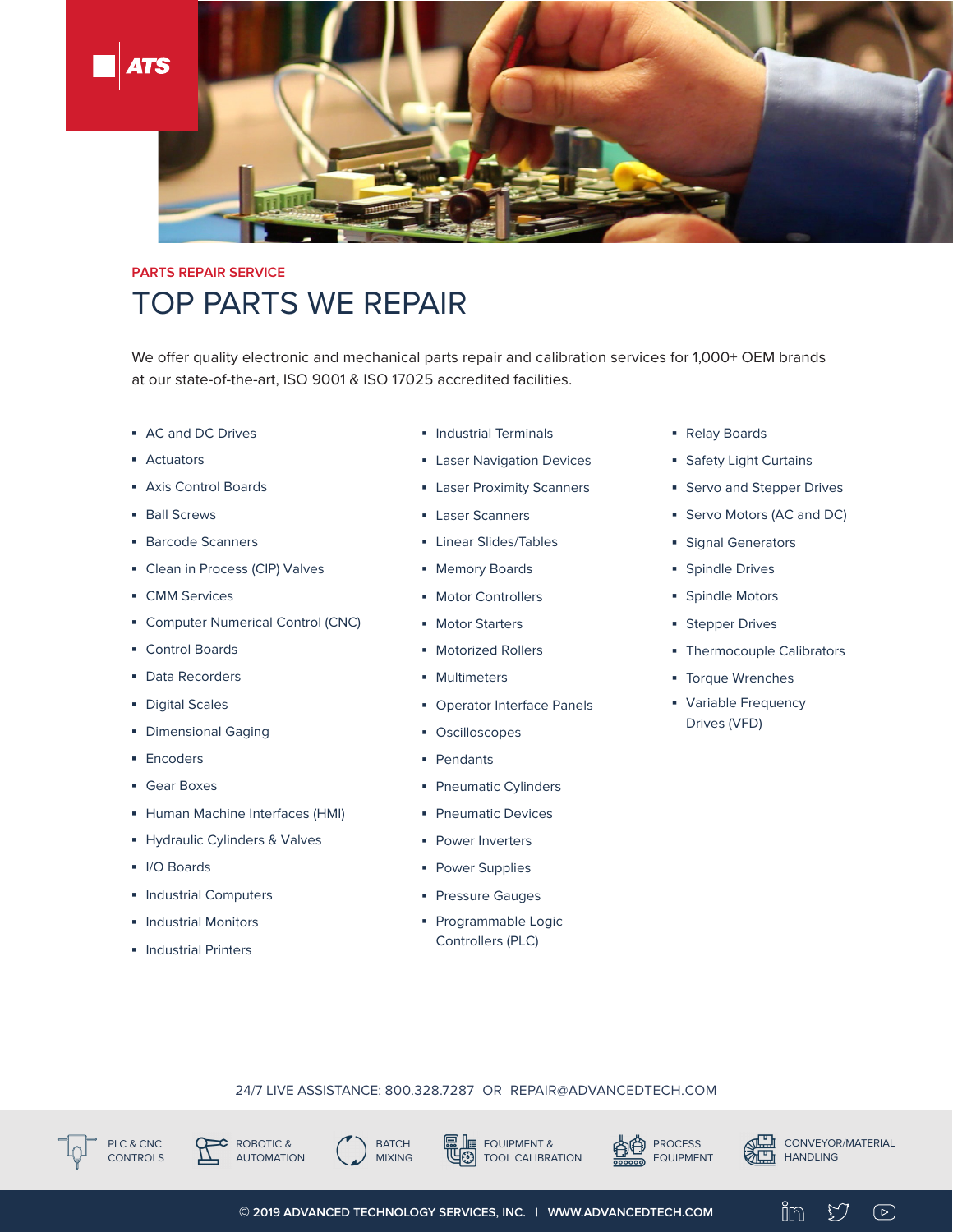ATS

PARTS REPAIR SERVICE

# TOP PARTS WE REPAIR

We offer quality electronic and mechanical parts repair and calibration services for 1,000+ OEM brands at our state-of-the-art, ISO 9001 & ISO 17025 accredited facilities.

- AC and DC Drives
- Actuators
- Axis Control Boards
- Ball Screws
- Barcode Scanners
- Clean in Process (CIP) Valves
- CMM Services
- Computer Numerical Control (CNC)
- Control Boards
- Data Recorders
- Digital Scales
- Dimensional Gaging
- Encoders
- Gear Boxes
- Human Machine Interfaces (HMI)
- Hydraulic Cylinders & Valves
- I/O Boards
- Industrial Computers
- Industrial Monitors
- Industrial Printers
- Industrial Terminals
- Laser Navigation Devices
- Laser Proximity Scanners
- Laser Scanners
- Linear Slides/Tables
- Memory Boards
- Motor Controllers
- Motor Starters
- Motorized Rollers
- Multimeters
- Operator Interface Panels
- Oscilloscopes
- Pendants
- Pneumatic Cylinders
- Pneumatic Devices
- Power Inverters
- Power Supplies
- Pressure Gauges
- Programmable Logic Controllers (PLC)
- Relay Boards
- Safety Light Curtains
- Servo and Stepper Drives
- Servo Motors (AC and DC)
- Signal Generators
- Spindle Drives
- Spindle Motors
- Stepper Drives
- Thermocouple Calibrators
- Torque Wrenches
- Variable Frequency Drives (VFD)

24/7 LIVE ASSISTANCE: 800.328.7287 OR REPAIR@ADVANCEDTECH.COM

PLC & CNC CONTROLS | ROBOTIC & AUTOMATION | BATCH MIXING | EQUIPMENT & TOOL CALIBRATION | PROCESS EQUIPMENT | CONVEYOR/MATERIAL HANDLING

© 2019 ADVANCED TECHNOLOGY SERVICES, INC. | WWW.ADVANCEDTECH.COM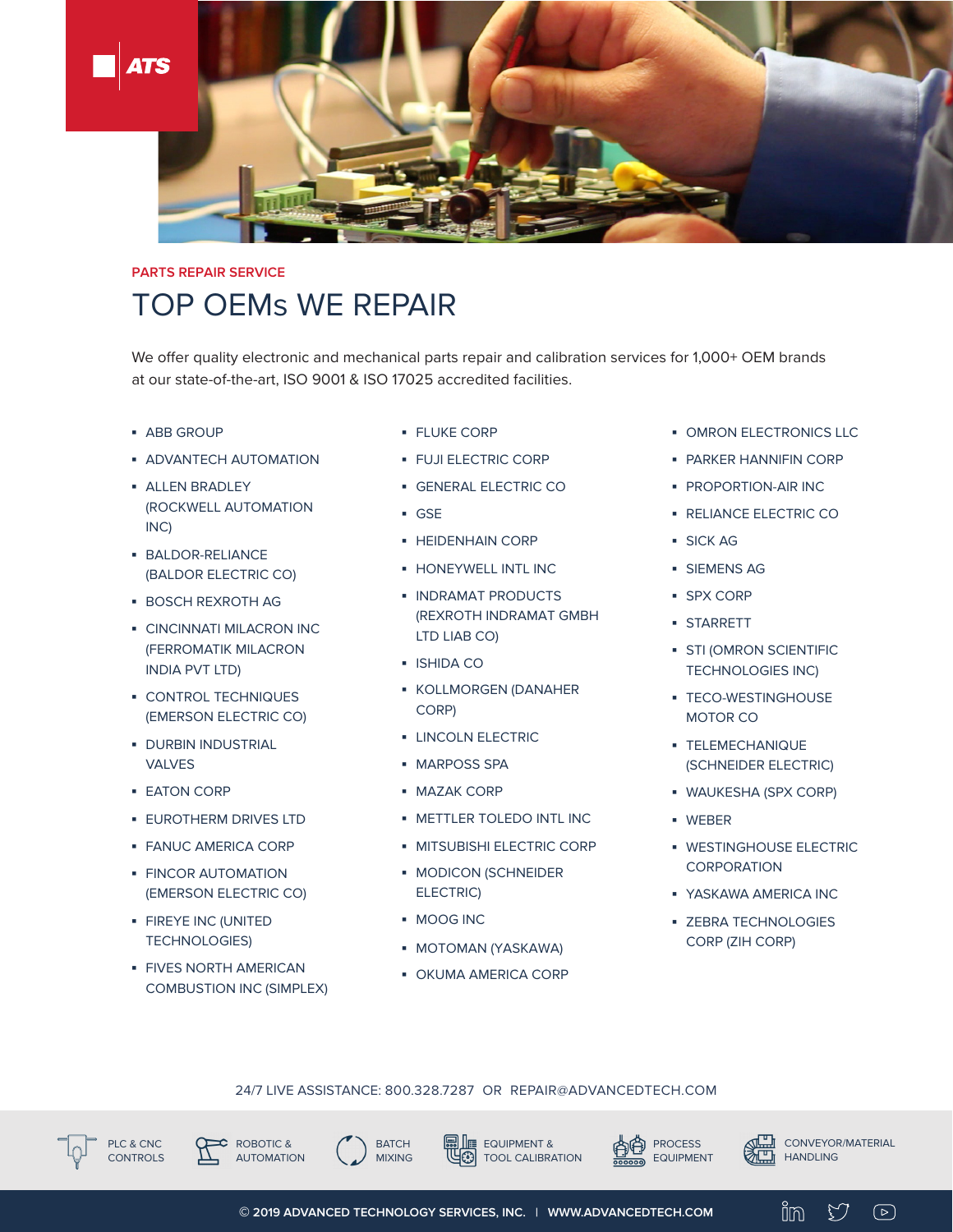PARTS REPAIR SERVICE

# TOP OEMs WE REPAIR

We offer quality electronic and mechanical parts repair and calibration services for 1,000+ OEM brands at our state-of-the-art, ISO 9001 & ISO 17025 accredited facilities.

- ABB GROUP
- ADVANTECH AUTOMATION
- ALLEN BRADLEY (ROCKWELL AUTOMATION INC)
- BALDOR-RELIANCE (BALDOR ELECTRIC CO)
- BOSCH REXROTH AG
- CINCINNATI MILACRON INC (FERROMATIK MILACRON INDIA PVT LTD)
- CONTROL TECHNIQUES (EMERSON ELECTRIC CO)
- DURBIN INDUSTRIAL VALVES
- EATON CORP
- EUROTHERM DRIVES LTD
- FANUC AMERICA CORP
- FINCOR AUTOMATION (EMERSON ELECTRIC CO)
- FIREYE INC (UNITED TECHNOLOGIES)
- FIVES NORTH AMERICAN COMBUSTION INC (SIMPLEX)
- FLUKE CORP
- FUJI ELECTRIC CORP
- GENERAL ELECTRIC CO
- GSE
- HEIDENHAIN CORP
- HONEYWELL INTL INC
- INDRAMAT PRODUCTS (REXROTH INDRAMAT GMBH LTD LIAB CO)
- ISHIDA CO
- KOLLMORGEN (DANAHER CORP)
- LINCOLN ELECTRIC
- MARPOSS SPA
- MAZAK CORP
- METTLER TOLEDO INTL INC
- MITSUBISHI ELECTRIC CORP
- MODICON (SCHNEIDER ELECTRIC)
- MOOG INC
- MOTOMAN (YASKAWA)
- OKUMA AMERICA CORP
- OMRON ELECTRONICS LLC
- PARKER HANNIFIN CORP
- PROPORTION-AIR INC
- RELIANCE ELECTRIC CO
- SICK AG
- SIEMENS AG
- SPX CORP
- STARRETT
- STI (OMRON SCIENTIFIC TECHNOLOGIES INC)
- TECO-WESTINGHOUSE MOTOR CO
- TELEMECHANIQUE (SCHNEIDER ELECTRIC)
- WAUKESHA (SPX CORP)
- WEBER
- WESTINGHOUSE ELECTRIC CORPORATION
- YASKAWA AMERICA INC
- ZEBRA TECHNOLOGIES CORP (ZIH CORP)

24/7 LIVE ASSISTANCE: 800.328.7287 OR REPAIR@ADVANCEDTECH.COM

PLC & CNC CONTROLS | ROBOTIC & AUTOMATION | BATCH MIXING | EQUIPMENT & TOOL CALIBRATION | PROCESS EQUIPMENT | CONVEYOR/MATERIAL HANDLING

© 2019 ADVANCED TECHNOLOGY SERVICES, INC. | WWW.ADVANCEDTECH.COM